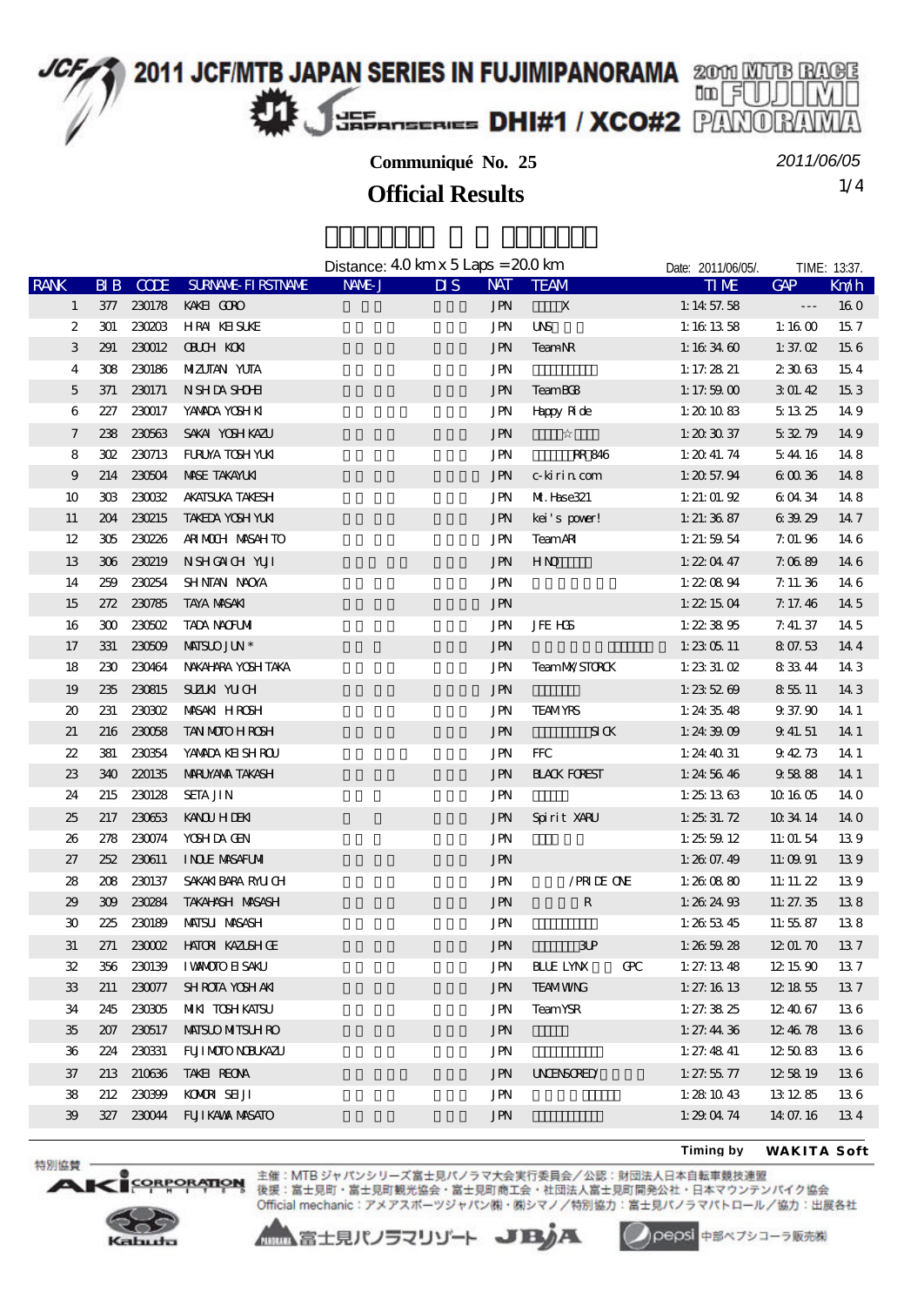# 2011 JCF/MTB JAPAN SERIES IN FUJIMIPANORAMA

## DHI#1 / XCO#2

**Communiqué No. 25**

2011/06/05

## Official Results

Distance: 4.0 km x 5 Laps = 20.0 km

Date: 2011/06/05/. TIME: 13:37.

| RANK | BIB | CODE | SURNAME-FIRSTNAME | NAME-J | DIS | NAT | TEAM | TIME | GAP | Km/h |
|---|---|---|---|---|---|---|---|---|---|---|
| 1 | 377 | 230178 | KAKEI GORO | | | JPN | X | 1:14:57.58 | --- | 16.0 |
| 2 | 301 | 230203 | HIRAI KEISUKE | | | JPN | UNS | 1:16:13.58 | 1:16.00 | 15.7 |
| 3 | 291 | 230012 | OBUCHI KOKI | | | JPN | Team NR | 1:16:34.60 | 1:37.02 | 15.6 |
| 4 | 308 | 230186 | MIZUTANI YUTA | | | JPN | | 1:17:28.21 | 2:30.63 | 15.4 |
| 5 | 371 | 230171 | NISHIDA SHOHEI | | | JPN | Team BGB | 1:17:59.00 | 3:01.42 | 15.3 |
| 6 | 227 | 230017 | YAMADA YOSHIKI | | | JPN | Happy Ride | 1:20:10.83 | 5:13.25 | 14.9 |
| 7 | 238 | 230563 | SAKAI YOSHIKAZU | | | JPN | ☆ | 1:20:30.37 | 5:32.79 | 14.9 |
| 8 | 302 | 230713 | FURUYA TOSHIYUKI | | | JPN | RR846 | 1:20:41.74 | 5:44.16 | 14.8 |
| 9 | 214 | 230504 | MASE TAKAYUKI | | | JPN | c-kirin.com | 1:20:57.94 | 6:00.36 | 14.8 |
| 10 | 303 | 230032 | AKATSUKA TAKESHI | | | JPN | Mt.Hase321 | 1:21:01.92 | 6:04.34 | 14.8 |
| 11 | 204 | 230215 | TAKEDA YOSHIYUKI | | | JPN | kei's power! | 1:21:36.87 | 6:39.29 | 14.7 |
| 12 | 305 | 230226 | ARIMOCHI MASAHITO | | | JPN | Team ARI | 1:21:59.54 | 7:01.96 | 14.6 |
| 13 | 306 | 230219 | NISHIGAICHI YUJI | | | JPN | HINO | 1:22:04.47 | 7:06.89 | 14.6 |
| 14 | 259 | 230254 | SHINTANI NAOYA | | | JPN | | 1:22:08.94 | 7:11.36 | 14.6 |
| 15 | 272 | 230785 | TAYA MASAKI | | | JPN | | 1:22:15.04 | 7:17.46 | 14.5 |
| 16 | 300 | 230502 | TADA NAOFUMI | | | JPN | JFE HGS | 1:22:38.95 | 7:41.37 | 14.5 |
| 17 | 331 | 230509 | MATSUO JUN * | | | JPN | | 1:23:05.11 | 8:07.53 | 14.4 |
| 18 | 230 | 230464 | NAKAHARA YOSHITAKA | | | JPN | Team MX/STORCK | 1:23:31.02 | 8:33.44 | 14.3 |
| 19 | 235 | 230815 | SUZUKI YUICHI | | | JPN | | 1:23:52.69 | 8:55.11 | 14.3 |
| 20 | 231 | 230302 | MASAKI HIROSHI | | | JPN | TEAM YRS | 1:24:35.48 | 9:37.90 | 14.1 |
| 21 | 216 | 230058 | TANIMOTO HIROSHI | | | JPN | SICK | 1:24:39.09 | 9:41.51 | 14.1 |
| 22 | 381 | 230354 | YAMADA KEISHIROU | | | JPN | FFC | 1:24:40.31 | 9:42.73 | 14.1 |
| 23 | 340 | 220135 | MARUYAMA TAKASHI | | | JPN | BLACK FOREST | 1:24:56.46 | 9:58.88 | 14.1 |
| 24 | 215 | 230128 | SETA JIN | | | JPN | | 1:25:13.63 | 10:16.05 | 14.0 |
| 25 | 217 | 230653 | KANOU HIDEKI | | | JPN | Spirit XARU | 1:25:31.72 | 10:34.14 | 14.0 |
| 26 | 278 | 230074 | YOSHIDA GEN | | | JPN | | 1:25:59.12 | 11:01.54 | 13.9 |
| 27 | 252 | 230611 | INOUE MASAFUMI | | | JPN | | 1:26:07.49 | 11:09.91 | 13.9 |
| 28 | 208 | 230137 | SAKAKIBARA RYUICHI | | | JPN | /PRIDE ONE | 1:26:08.80 | 11:11.22 | 13.9 |
| 29 | 309 | 230284 | TAKAHASHI MASASHI | | | JPN | R | 1:26:24.93 | 11:27.35 | 13.8 |
| 30 | 225 | 230189 | MATSUI MASASHI | | | JPN | | 1:26:53.45 | 11:55.87 | 13.8 |
| 31 | 271 | 230002 | HATORI KAZUSHIGE | | | JPN | 3UP | 1:26:59.28 | 12:01.70 | 13.7 |
| 32 | 356 | 230139 | IWAMOTO EISAKU | | | JPN | BLUE LYNX GPC | 1:27:13.48 | 12:15.90 | 13.7 |
| 33 | 211 | 230077 | SHIROTA YOSHIAKI | | | JPN | TEAM WING | 1:27:16.13 | 12:18.55 | 13.7 |
| 34 | 245 | 230305 | MIKI TOSHIKATSU | | | JPN | Team YSR | 1:27:38.25 | 12:40.67 | 13.6 |
| 35 | 207 | 230517 | MATSUO MITSUHIRO | | | JPN | | 1:27:44.36 | 12:46.78 | 13.6 |
| 36 | 224 | 230331 | FUJIMOTO NOBUKAZU | | | JPN | | 1:27:48.41 | 12:50.83 | 13.6 |
| 37 | 213 | 210636 | TAKEI REONA | | | JPN | UNCENSORED/ | 1:27:55.77 | 12:58.19 | 13.6 |
| 38 | 212 | 230399 | KOMORI SEIJI | | | JPN | | 1:28:10.43 | 13:12.85 | 13.6 |
| 39 | 327 | 230044 | FUJIKAWA MASATO | | | JPN | | 1:29:04.74 | 14:07.16 | 13.4 |

Timing by WAKITA Soft

特別協賛 AKI CORPORATION / Kabuto

主催：MTBジャパンシリーズ富士見パノラマ大会実行委員会／公認：財団法人日本自転車競技連盟
後援：富士見町・富士見町観光協会・富士見町商工会・社団法人富士見町開発公社・日本マウンテンバイク協会
Official mechanic：アメアスポーツジャパン㈱・㈱シマノ／特別協力：富士見パノラマパトロール／協力：出展各社

富士見パノラマリゾート　JBJA　pepsi 中部ペプシコーラ販売㈱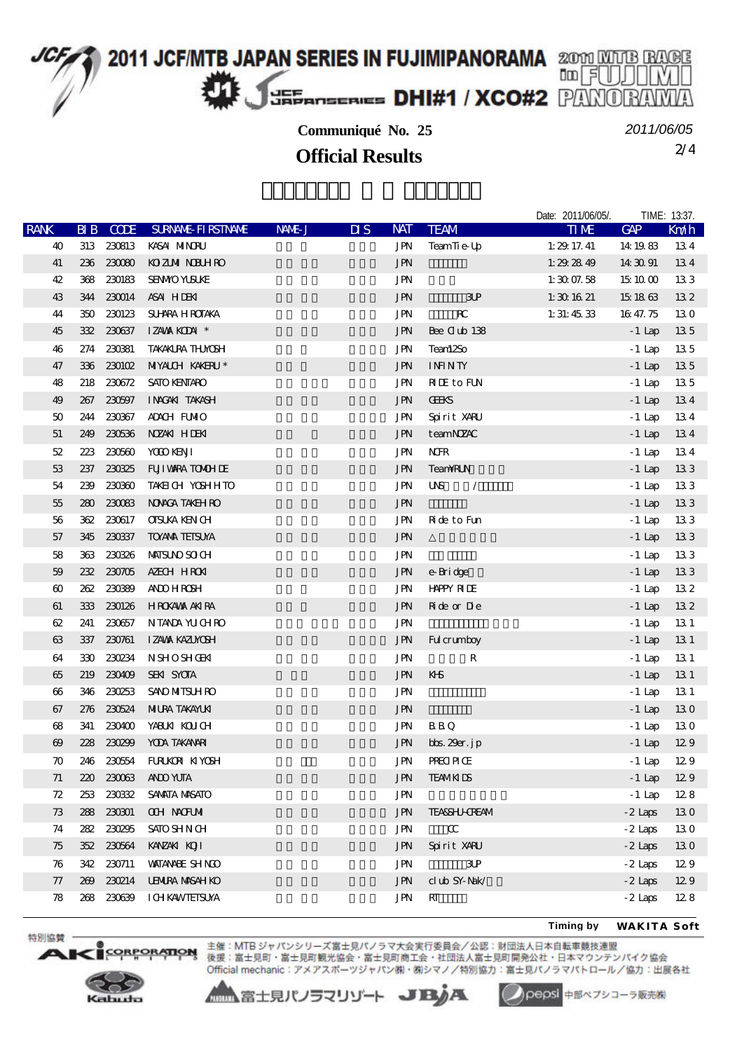# 2011 JCF/MTB JAPAN SERIES IN FUJIMIPANORAMA

## DHI#1 / XCO#2

**Communiqué No. 25**

2011/06/05

## Official Results

Date: 2011/06/05/. TIME: 13:37.

| RANK | BIB | CODE | SURNAME-FIRSTNAME | NAME-J | DIS | NAT | TEAM | TIME | GAP | Km/h |
|---|---|---|---|---|---|---|---|---|---|---|
| 40 | 313 | 230813 | KASAI MINORU | | | JPN | TeamTie-Up | 1:29:17.41 | 14:19.83 | 13.4 |
| 41 | 236 | 230080 | KOIZUMI NOBUHIRO | | | JPN | | 1:29:28.49 | 14:30.91 | 13.4 |
| 42 | 368 | 230183 | SENMYO YUSUKE | | | JPN | | 1:30:07.58 | 15:10.00 | 13.3 |
| 43 | 344 | 230014 | ASAI HIDEKI | | | JPN | 3UP | 1:30:16.21 | 15:18.63 | 13.2 |
| 44 | 350 | 230123 | SUHARA HIROTAKA | | | JPN | RC | 1:31:45.33 | 16:47.75 | 13.0 |
| 45 | 332 | 230637 | IZAWA KODAI * | | | JPN | Bee Club 138 | | -1 Lap | 13.5 |
| 46 | 274 | 230381 | TAKAKURA TUYOSHI | | | JPN | Team12So | | -1 Lap | 13.5 |
| 47 | 336 | 230102 | MIYAUCHI KAKERU * | | | JPN | INFINITY | | -1 Lap | 13.5 |
| 48 | 218 | 230672 | SATO KENTARO | | | JPN | RIDE to FUN | | -1 Lap | 13.5 |
| 49 | 267 | 230597 | INAGAKI TAKASHI | | | JPN | GEEKS | | -1 Lap | 13.4 |
| 50 | 244 | 230367 | ADACHI FUMIO | | | JPN | Spirit XARU | | -1 Lap | 13.4 |
| 51 | 249 | 230536 | NOZAKI HIDEKI | | | JPN | teamNOZAC | | -1 Lap | 13.4 |
| 52 | 223 | 230560 | YOGO KENJI | | | JPN | NCFR | | -1 Lap | 13.4 |
| 53 | 237 | 230325 | FUJIWARA TOMOHIDE | | | JPN | Team¥RUN | | -1 Lap | 13.3 |
| 54 | 239 | 230360 | TAKEICHI YOSHIHITO | | | JPN | UNS / | | -1 Lap | 13.3 |
| 55 | 280 | 230083 | NONAGA TAKEHIRO | | | JPN | | | -1 Lap | 13.3 |
| 56 | 362 | 230617 | OTSUKA KENICHI | | | JPN | Ride to Fun | | -1 Lap | 13.3 |
| 57 | 345 | 230337 | TOYAMA TETSUYA | | | JPN | △ | | -1 Lap | 13.3 |
| 58 | 363 | 230326 | MATSUNO SOICHI | | | JPN | | | -1 Lap | 13.3 |
| 59 | 232 | 230705 | AZECHI HIROKI | | | JPN | e-Bridge | | -1 Lap | 13.3 |
| 60 | 262 | 230389 | ANDO HIROSHI | | | JPN | HAPPY RIDE | | -1 Lap | 13.2 |
| 61 | 333 | 230126 | HIROKAWA AKIRA | | | JPN | Ride or Die | | -1 Lap | 13.2 |
| 62 | 241 | 230657 | NITANDA YUICHIRO | | | JPN | | | -1 Lap | 13.1 |
| 63 | 337 | 230761 | IZAWA KAZUYOSHI | | | JPN | Fulcrumboy | | -1 Lap | 13.1 |
| 64 | 330 | 230234 | NISHIOSHIGEKI | | | JPN | R | | -1 Lap | 13.1 |
| 65 | 219 | 230409 | SEKI SYOTA | | | JPN | KHS | | -1 Lap | 13.1 |
| 66 | 346 | 230253 | SANO MITSUHIRO | | | JPN | | | -1 Lap | 13.1 |
| 67 | 276 | 230524 | MIURA TAKAYUKI | | | JPN | | | -1 Lap | 13.0 |
| 68 | 341 | 230400 | YABUKI KOUICHI | | | JPN | B.B.Q | | -1 Lap | 13.0 |
| 69 | 228 | 230299 | YODA TAKANARI | | | JPN | bbs.29er.jp | | -1 Lap | 12.9 |
| 70 | 246 | 230554 | FURUKORI KIYOSHI | | | JPN | PRECIPICE | | -1 Lap | 12.9 |
| 71 | 220 | 230063 | ANDO YUTA | | | JPN | TEAMKIDS | | -1 Lap | 12.9 |
| 72 | 253 | 230332 | SAWATA MASATO | | | JPN | | | -1 Lap | 12.8 |
| 73 | 288 | 230301 | OCHI NAOFUMI | | | JPN | TEASHU-CREAM | | -2 Laps | 13.0 |
| 74 | 282 | 230295 | SATO SHINICHI | | | JPN | CC | | -2 Laps | 13.0 |
| 75 | 352 | 230564 | KANZAKI KOJI | | | JPN | Spirit XARU | | -2 Laps | 13.0 |
| 76 | 342 | 230711 | WATANABE SHINGO | | | JPN | 3UP | | -2 Laps | 12.9 |
| 77 | 269 | 230214 | UEMURA MASAHIKO | | | JPN | club SY-Nak/ | | -2 Laps | 12.9 |
| 78 | 268 | 230639 | ICHIKAWTETSUYA | | | JPN | RT | | -2 Laps | 12.8 |

Timing by WAKITA Soft

特別協賛 AKI CORPORATION / Kabuto

主催：MTBジャパンシリーズ富士見パノラマ大会実行委員会／公認：財団法人日本自転車競技連盟
後援：富士見町・富士見町観光協会・富士見町商工会・社団法人富士見町開発公社・日本マウンテンバイク協会
Official mechanic：アメアスポーツジャパン㈱・㈱シマノ／特別協力：富士見パノラマパトロール／協力：出展各社

富士見パノラマリゾート　JBJA　pepsi 中部ペプシコーラ販売㈱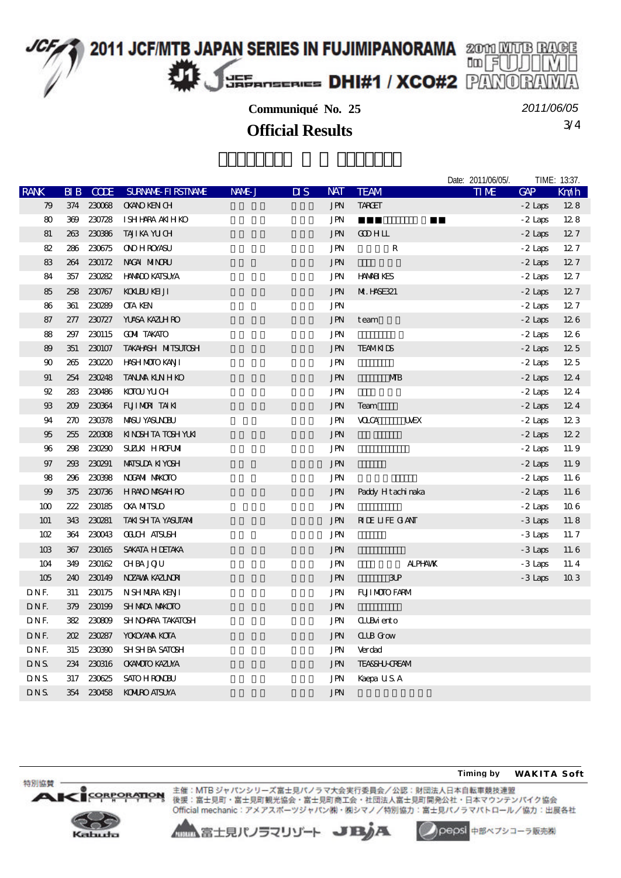# 2011 JCF/MTB JAPAN SERIES IN FUJIMIPANORAMA

## DHI#1 / XCO#2

**Communiqué No. 25**

2011/06/05

## Official Results

Date: 2011/06/05/. TIME: 13:37.

| RANK | BIB | CODE | SURNAME-FIRSTNAME | NAME-J | DIS | NAT | TEAM | TIME | GAP | Km/h |
|---|---|---|---|---|---|---|---|---|---|---|
| 79 | 374 | 230068 | OKANO KENICHI | | | JPN | TARGET | | -2 Laps | 12.8 |
| 80 | 369 | 230728 | ISHIHARA AKIHIKO | | | JPN | | | -2 Laps | 12.8 |
| 81 | 263 | 230386 | TAJIKA YUICHI | | | JPN | GOD HILL | | -2 Laps | 12.7 |
| 82 | 286 | 230675 | ONO HIROYASU | | | JPN | R | | -2 Laps | 12.7 |
| 83 | 264 | 230172 | NAGAI MINORU | | | JPN | | | -2 Laps | 12.7 |
| 84 | 357 | 230282 | HAMADO KATSUYA | | | JPN | HANABIKES | | -2 Laps | 12.7 |
| 85 | 258 | 230767 | KOKUBU KEIJI | | | JPN | Mt.HASE321 | | -2 Laps | 12.7 |
| 86 | 361 | 230289 | OTA KEN | | | JPN | | | -2 Laps | 12.7 |
| 87 | 277 | 230727 | YUASA KAZUHIRO | | | JPN | team | | -2 Laps | 12.6 |
| 88 | 297 | 230115 | GOMI TAKATO | | | JPN | | | -2 Laps | 12.6 |
| 89 | 351 | 230107 | TAKAHASHI MITSUTOSHI | | | JPN | TEAM KIDS | | -2 Laps | 12.5 |
| 90 | 265 | 230220 | HASHIMOTO KANJI | | | JPN | | | -2 Laps | 12.5 |
| 91 | 254 | 230248 | TANUMA KUNIHIKO | | | JPN | MTB | | -2 Laps | 12.4 |
| 92 | 283 | 230486 | KOTOU YUICHI | | | JPN | | | -2 Laps | 12.4 |
| 93 | 209 | 230364 | FUJIMORI TAIKI | | | JPN | Team | | -2 Laps | 12.4 |
| 94 | 270 | 230378 | MASU YASUNOBU | | | JPN | VOLCA UVEX | | -2 Laps | 12.3 |
| 95 | 255 | 220308 | KINOSHITA TOSHIYUKI | | | JPN | | | -2 Laps | 12.2 |
| 96 | 298 | 230290 | SUZUKI HIROFUMI | | | JPN | | | -2 Laps | 11.9 |
| 97 | 293 | 230291 | MATSUDA KIYOSHI | | | JPN | | | -2 Laps | 11.9 |
| 98 | 296 | 230398 | NOGAMI MAKOTO | | | JPN | | | -2 Laps | 11.6 |
| 99 | 375 | 230736 | HIRANO MASAHIRO | | | JPN | Paddy Hitachinaka | | -2 Laps | 11.6 |
| 100 | 222 | 230185 | OKA MITSUO | | | JPN | | | -2 Laps | 10.6 |
| 101 | 343 | 230281 | TAKISHITA YASUTAMI | | | JPN | RIDE LIFE GIANT | | -3 Laps | 11.8 |
| 102 | 364 | 230043 | OGUCHI ATSUSHI | | | JPN | | | -3 Laps | 11.7 |
| 103 | 367 | 230165 | SAKATA HIDETAKA | | | JPN | | | -3 Laps | 11.6 |
| 104 | 349 | 230162 | CHIBA JOJU | | | JPN | ALPHAWK | | -3 Laps | 11.4 |
| 105 | 240 | 230149 | NOZAWA KAZUNORI | | | JPN | 3UP | | -3 Laps | 10.3 |
| D.N.F. | 311 | 230175 | NISHIMURA KENJI | | | JPN | FUJIMOTO FARM | | | |
| D.N.F. | 379 | 230199 | SHIMADA MAKOTO | | | JPN | | | | |
| D.N.F. | 382 | 230809 | SHINOHARA TAKATOSHI | | | JPN | CLUBvi ento | | | |
| D.N.F. | 202 | 230287 | YOKOYAMA KOTA | | | JPN | CLUB Grow | | | |
| D.N.F. | 315 | 230390 | SHISHIBA SATOSHI | | | JPN | Verdad | | | |
| D.N.S. | 234 | 230316 | OKAMOTO KAZUYA | | | JPN | TEAS&SHU-CREAM | | | |
| D.N.S. | 317 | 230625 | SATO HIRONOBU | | | JPN | Kaepa U.S.A | | | |
| D.N.S. | 354 | 230458 | KOMURO ATSUYA | | | JPN | | | | |

Timing by WAKITA Soft

特別協賛 AKI CORPORATION / Kabuto

主催：MTBジャパンシリーズ富士見パノラマ大会実行委員会／公認：財団法人日本自転車競技連盟
後援：富士見町・富士見町観光協会・富士見町商工会・社団法人富士見町開発公社・日本マウンテンバイク協会
Official mechanic：アメアスポーツジャパン㈱・㈱シマノ／特別協力：富士見パノラマパトロール／協力：出展各社

富士見パノラマリゾート JBjA pepsi 中部ペプシコーラ販売㈱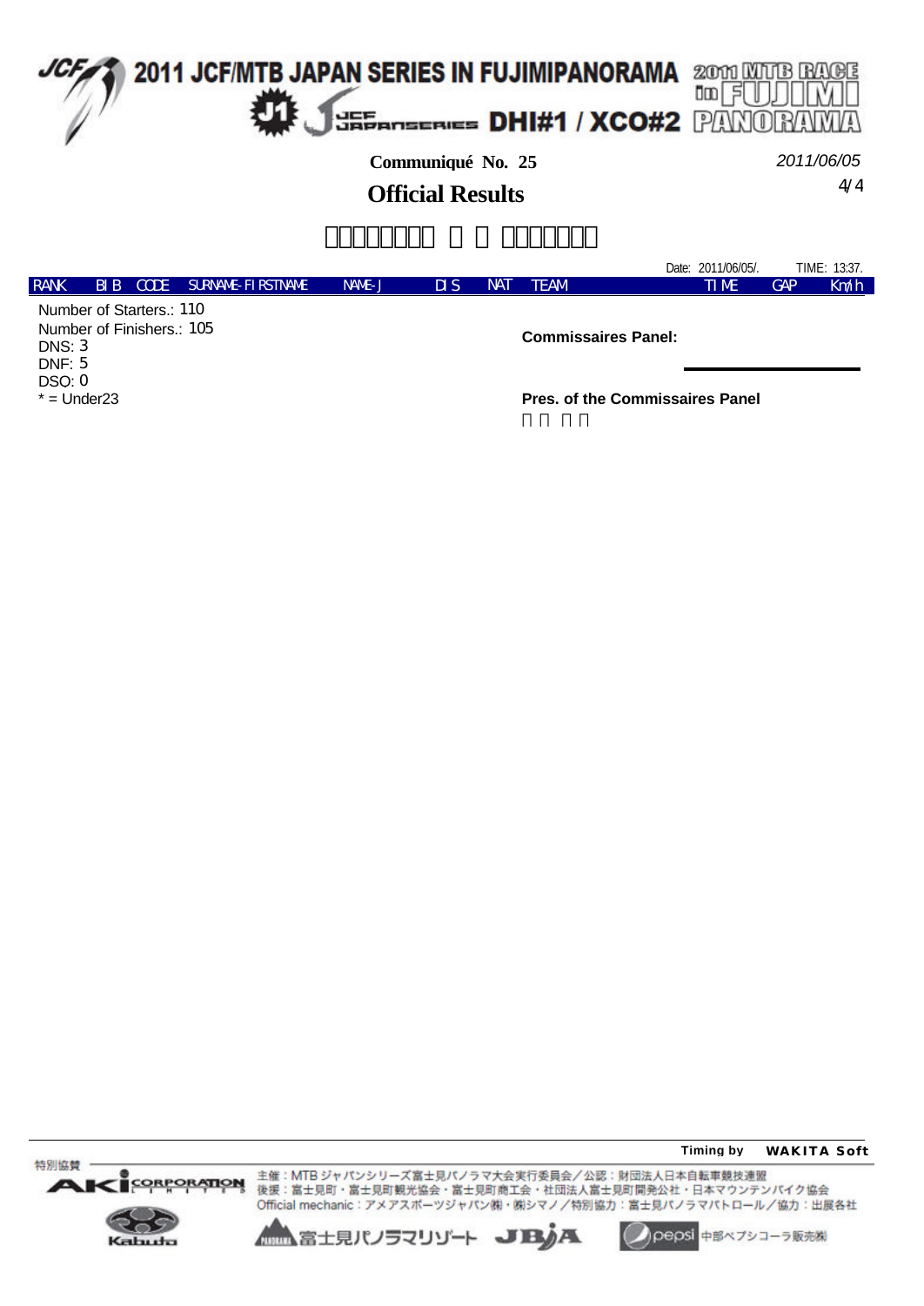# 2011 JCF/MTB JAPAN SERIES IN FUJIMIPANORAMA

DHI#1 / XCO#2

2011 MTB RACE in FUJIMI PANORAMA

**Communiqué No. 25**

*2011/06/05*

## Official Results

Date: 2011/06/05/. TIME: 13:37.

| RANK | BIB | CODE | SURNAME-FIRSTNAME | NAME-J | DIS | NAT | TEAM | TIME | GAP | Km/h |
| --- | --- | --- | --- | --- | --- | --- | --- | --- | --- | --- |

Number of Starters.: 110
Number of Finishers.: 105
DNS: 3
DNF: 5
DSQ: 0
* = Under23

**Commissaires Panel:**

**Pres. of the Commissaires Panel**

Timing by WAKITA Soft

特別協賛 AKI CORPORATION Kabuto

主催：MTBジャパンシリーズ富士見パノラマ大会実行委員会／公認：財団法人日本自転車競技連盟
後援：富士見町・富士見町観光協会・富士見町商工会・社団法人富士見町開発公社・日本マウンテンバイク協会
Official mechanic：アメアスポーツジャパン㈱・㈱シマノ／特別協力：富士見パノラマパトロール／協力：出展各社

富士見パノラマリゾート JBjA pepsi 中部ペプシコーラ販売㈱